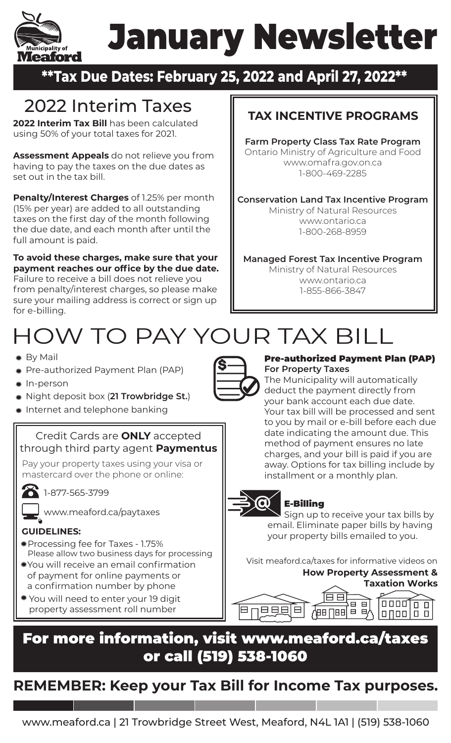# January Newsletter

**\*\*Tax Due Dates: February 25, 2022 and April 27, 2022\*\***

## 2022 Interim Taxes

**2022 Interim Tax Bill** has been calculated using 50% of your total taxes for 2021.

**Assessment Appeals** do not relieve you from having to pay the taxes on the due dates as set out in the tax bill.

**Penalty/Interest Charges** of 1.25% per month (15% per year) are added to all outstanding taxes on the first day of the month following the due date, and each month after until the full amount is paid.

**To avoid these charges, make sure that your payment reaches our office by the due date.** Failure to receive a bill does not relieve you from penalty/interest charges, so please make sure your mailing address is correct or sign up for e-billing.

### TAX INCENTIVE PROGRAMS

**Farm Property Class Tax Rate Program**
Ontario Ministry of Agriculture and Food
www.omafra.gov.on.ca
1-800-469-2285

**Conservation Land Tax Incentive Program**
Ministry of Natural Resources
www.ontario.ca
1-800-268-8959

**Managed Forest Tax Incentive Program**
Ministry of Natural Resources
www.ontario.ca
1-855-866-3847

# HOW TO PAY YOUR TAX BILL

- By Mail
- Pre-authorized Payment Plan (PAP)
- In-person
- Night deposit box (**21 Trowbridge St.**)
- Internet and telephone banking

Credit Cards are **ONLY** accepted through third party agent **Paymentus**

Pay your property taxes using your visa or mastercard over the phone or online:

1-877-565-3799

www.meaford.ca/paytaxes

**GUIDELINES:**

- Processing fee for Taxes - 1.75%
  Please allow two business days for processing
- You will receive an email confirmation of payment for online payments or a confirmation number by phone
- You will need to enter your 19 digit property assessment roll number

### Pre-authorized Payment Plan (PAP)

**For Property Taxes**

The Municipality will automatically deduct the payment directly from your bank account each due date. Your tax bill will be processed and sent to you by mail or e-bill before each due date indicating the amount due. This method of payment ensures no late charges, and your bill is paid if you are away. Options for tax billing include by installment or a monthly plan.

### E-Billing

Sign up to receive your tax bills by email. Eliminate paper bills by having your property bills emailed to you.

Visit meaford.ca/taxes for informative videos on **How Property Assessment & Taxation Works**

## For more information, visit www.meaford.ca/taxes or call (519) 538-1060

## REMEMBER: Keep your Tax Bill for Income Tax purposes.

www.meaford.ca | 21 Trowbridge Street West, Meaford, N4L 1A1 | (519) 538-1060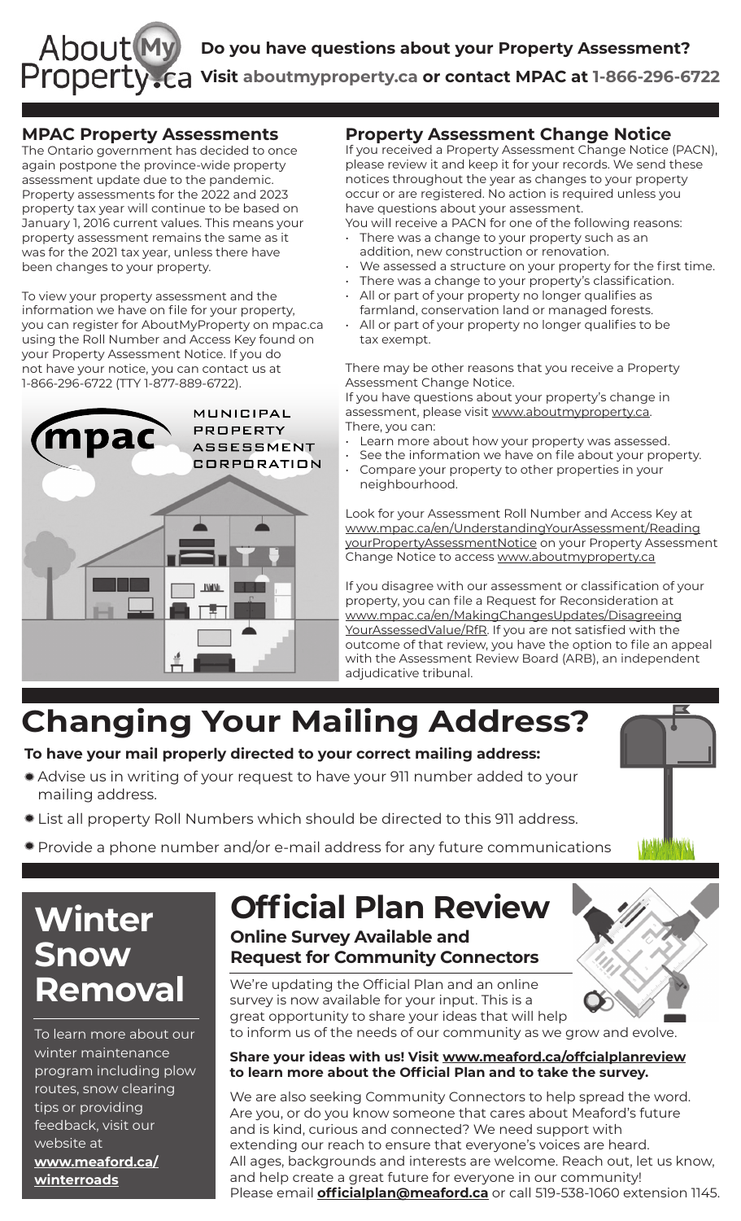**Do you have questions about your Property Assessment?**
**Visit aboutmyproperty.ca or contact MPAC at 1-866-296-6722**

## MPAC Property Assessments

The Ontario government has decided to once again postpone the province-wide property assessment update due to the pandemic. Property assessments for the 2022 and 2023 property tax year will continue to be based on January 1, 2016 current values. This means your property assessment remains the same as it was for the 2021 tax year, unless there have been changes to your property.

To view your property assessment and the information we have on file for your property, you can register for AboutMyProperty on mpac.ca using the Roll Number and Access Key found on your Property Assessment Notice. If you do not have your notice, you can contact us at 1-866-296-6722 (TTY 1-877-889-6722).

## Property Assessment Change Notice

If you received a Property Assessment Change Notice (PACN), please review it and keep it for your records. We send these notices throughout the year as changes to your property occur or are registered. No action is required unless you have questions about your assessment.

You will receive a PACN for one of the following reasons:

- There was a change to your property such as an addition, new construction or renovation.
- We assessed a structure on your property for the first time.
- There was a change to your property's classification.
- All or part of your property no longer qualifies as farmland, conservation land or managed forests.
- All or part of your property no longer qualifies to be tax exempt.

There may be other reasons that you receive a Property Assessment Change Notice.

If you have questions about your property's change in assessment, please visit www.aboutmyproperty.ca. There, you can:

- Learn more about how your property was assessed.
- See the information we have on file about your property.
- Compare your property to other properties in your neighbourhood.

Look for your Assessment Roll Number and Access Key at www.mpac.ca/en/UnderstandingYourAssessment/ReadingyourPropertyAssessmentNotice on your Property Assessment Change Notice to access www.aboutmyproperty.ca

If you disagree with our assessment or classification of your property, you can file a Request for Reconsideration at www.mpac.ca/en/MakingChangesUpdates/DisagreeingYourAssessedValue/RfR. If you are not satisfied with the outcome of that review, you have the option to file an appeal with the Assessment Review Board (ARB), an independent adjudicative tribunal.

# Changing Your Mailing Address?

**To have your mail properly directed to your correct mailing address:**

- Advise us in writing of your request to have your 911 number added to your mailing address.
- List all property Roll Numbers which should be directed to this 911 address.
- Provide a phone number and/or e-mail address for any future communications

# Winter Snow Removal

To learn more about our winter maintenance program including plow routes, snow clearing tips or providing feedback, visit our website at **www.meaford.ca/winterroads**

# Official Plan Review

### Online Survey Available and Request for Community Connectors

We're updating the Official Plan and an online survey is now available for your input. This is a great opportunity to share your ideas that will help to inform us of the needs of our community as we grow and evolve.

**Share your ideas with us! Visit www.meaford.ca/offcialplanreview to learn more about the Official Plan and to take the survey.**

We are also seeking Community Connectors to help spread the word. Are you, or do you know someone that cares about Meaford's future and is kind, curious and connected? We need support with extending our reach to ensure that everyone's voices are heard. All ages, backgrounds and interests are welcome. Reach out, let us know, and help create a great future for everyone in our community! Please email **officialplan@meaford.ca** or call 519-538-1060 extension 1145.